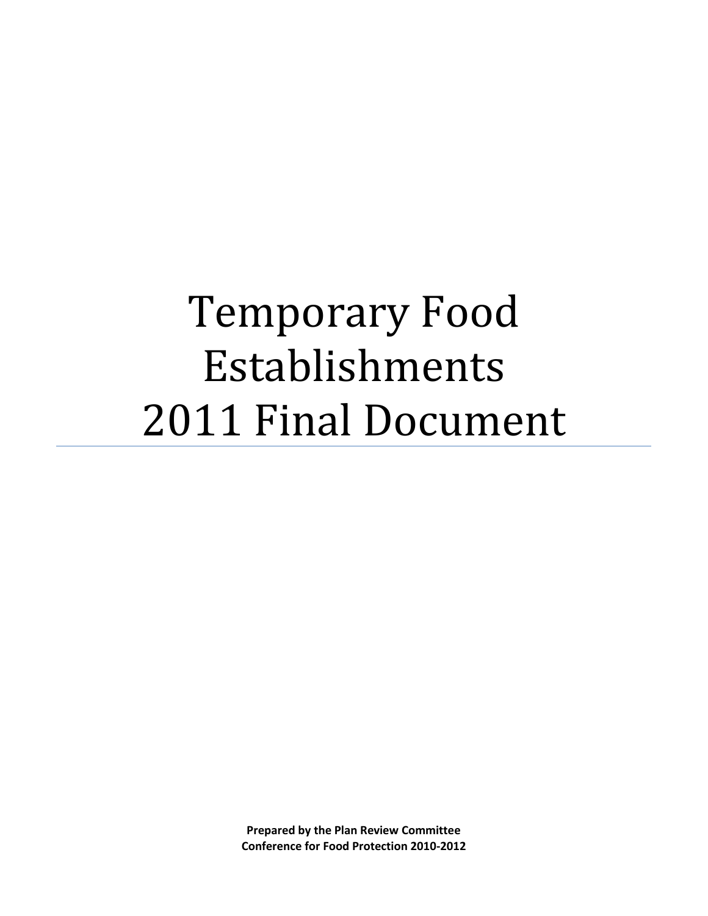# Temporary Food Establishments 2011 Final Document

**Prepared by the Plan Review Committee**
**Conference for Food Protection 2010-2012**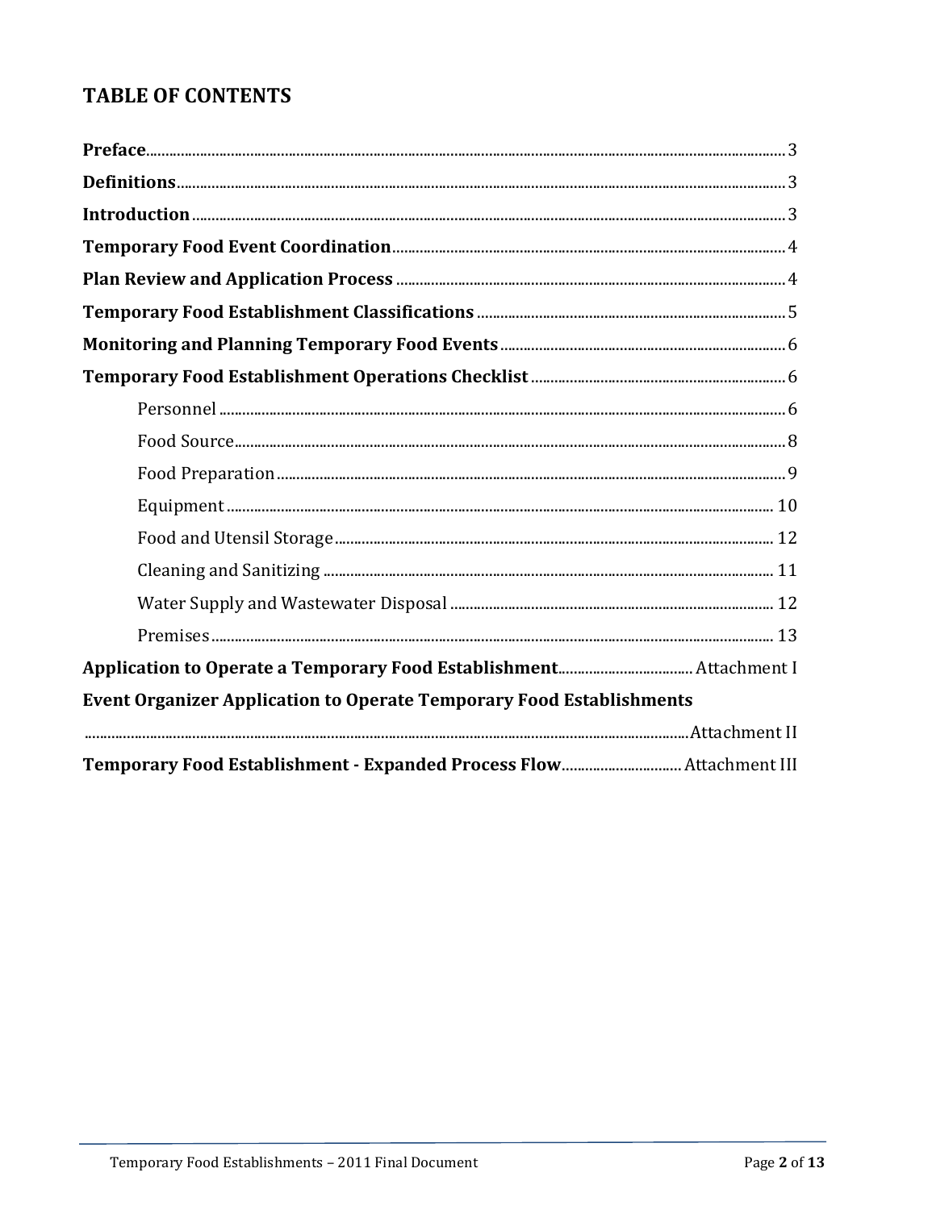# TABLE OF CONTENTS

**Preface** .......... 3

**Definitions** .......... 3

**Introduction** .......... 3

**Temporary Food Event Coordination** .......... 4

**Plan Review and Application Process** .......... 4

**Temporary Food Establishment Classifications** .......... 5

**Monitoring and Planning Temporary Food Events** .......... 6

**Temporary Food Establishment Operations Checklist** .......... 6

- Personnel .......... 6
- Food Source .......... 8
- Food Preparation .......... 9
- Equipment .......... 10
- Food and Utensil Storage .......... 12
- Cleaning and Sanitizing .......... 11
- Water Supply and Wastewater Disposal .......... 12
- Premises .......... 13

**Application to Operate a Temporary Food Establishment** .......... Attachment I

**Event Organizer Application to Operate Temporary Food Establishments** .......... Attachment II

**Temporary Food Establishment - Expanded Process Flow** .......... Attachment III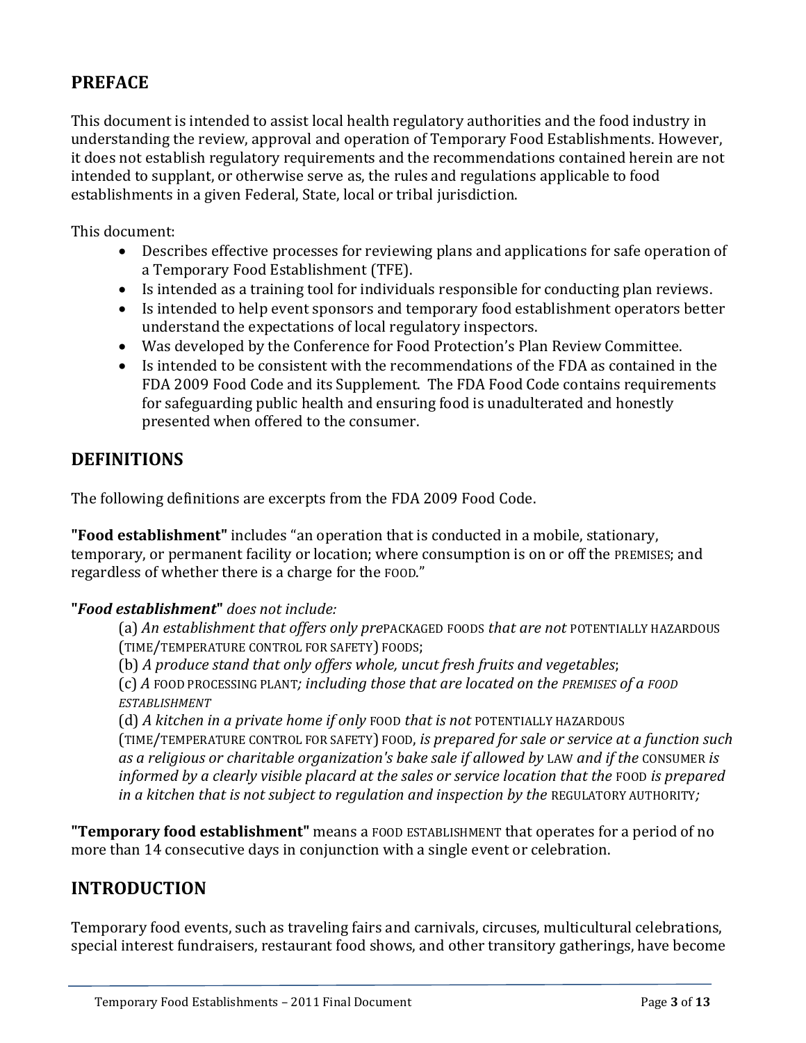## PREFACE

This document is intended to assist local health regulatory authorities and the food industry in understanding the review, approval and operation of Temporary Food Establishments. However, it does not establish regulatory requirements and the recommendations contained herein are not intended to supplant, or otherwise serve as, the rules and regulations applicable to food establishments in a given Federal, State, local or tribal jurisdiction.

This document:

- Describes effective processes for reviewing plans and applications for safe operation of a Temporary Food Establishment (TFE).
- Is intended as a training tool for individuals responsible for conducting plan reviews.
- Is intended to help event sponsors and temporary food establishment operators better understand the expectations of local regulatory inspectors.
- Was developed by the Conference for Food Protection's Plan Review Committee.
- Is intended to be consistent with the recommendations of the FDA as contained in the FDA 2009 Food Code and its Supplement. The FDA Food Code contains requirements for safeguarding public health and ensuring food is unadulterated and honestly presented when offered to the consumer.

## DEFINITIONS

The following definitions are excerpts from the FDA 2009 Food Code.

**"Food establishment"** includes "an operation that is conducted in a mobile, stationary, temporary, or permanent facility or location; where consumption is on or off the PREMISES; and regardless of whether there is a charge for the FOOD."

**"*Food establishment*"** *does not include:*

(a) *An establishment that offers only pre*PACKAGED FOODS *that are not* POTENTIALLY HAZARDOUS (TIME/TEMPERATURE CONTROL FOR SAFETY) FOODS;

(b) *A produce stand that only offers whole, uncut fresh fruits and vegetables*;

(c) *A* FOOD PROCESSING PLANT*; including those that are located on the PREMISES of a FOOD ESTABLISHMENT*

(d) *A kitchen in a private home if only* FOOD *that is not* POTENTIALLY HAZARDOUS (TIME/TEMPERATURE CONTROL FOR SAFETY) FOOD, *is prepared for sale or service at a function such as a religious or charitable organization's bake sale if allowed by* LAW *and if the* CONSUMER *is informed by a clearly visible placard at the sales or service location that the* FOOD *is prepared in a kitchen that is not subject to regulation and inspection by the* REGULATORY AUTHORITY*;*

**"Temporary food establishment"** means a FOOD ESTABLISHMENT that operates for a period of no more than 14 consecutive days in conjunction with a single event or celebration.

## INTRODUCTION

Temporary food events, such as traveling fairs and carnivals, circuses, multicultural celebrations, special interest fundraisers, restaurant food shows, and other transitory gatherings, have become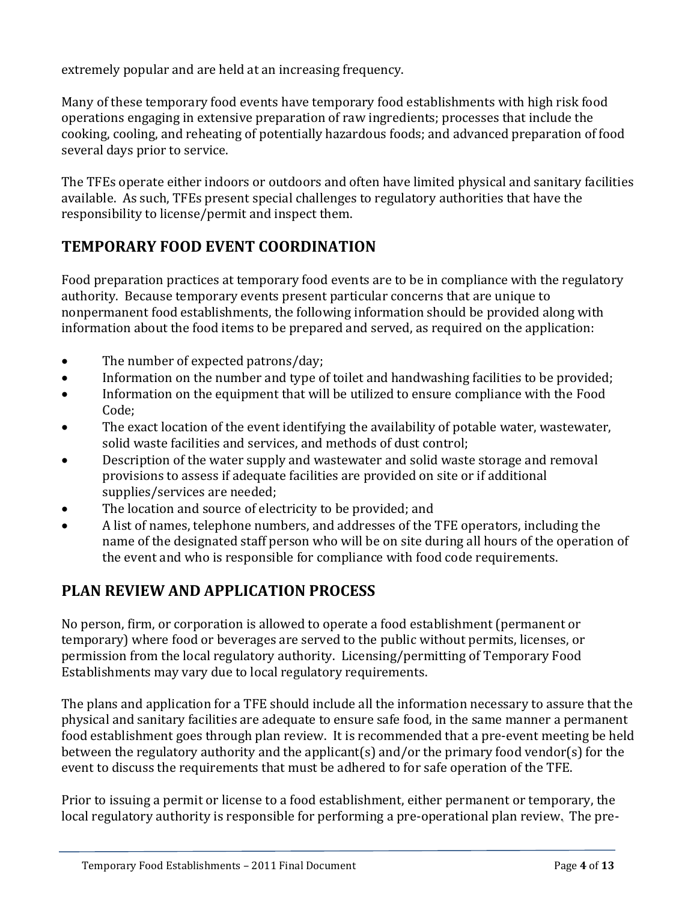extremely popular and are held at an increasing frequency.

Many of these temporary food events have temporary food establishments with high risk food operations engaging in extensive preparation of raw ingredients; processes that include the cooking, cooling, and reheating of potentially hazardous foods; and advanced preparation of food several days prior to service.

The TFEs operate either indoors or outdoors and often have limited physical and sanitary facilities available. As such, TFEs present special challenges to regulatory authorities that have the responsibility to license/permit and inspect them.

## TEMPORARY FOOD EVENT COORDINATION

Food preparation practices at temporary food events are to be in compliance with the regulatory authority. Because temporary events present particular concerns that are unique to nonpermanent food establishments, the following information should be provided along with information about the food items to be prepared and served, as required on the application:

- The number of expected patrons/day;
- Information on the number and type of toilet and handwashing facilities to be provided;
- Information on the equipment that will be utilized to ensure compliance with the Food Code;
- The exact location of the event identifying the availability of potable water, wastewater, solid waste facilities and services, and methods of dust control;
- Description of the water supply and wastewater and solid waste storage and removal provisions to assess if adequate facilities are provided on site or if additional supplies/services are needed;
- The location and source of electricity to be provided; and
- A list of names, telephone numbers, and addresses of the TFE operators, including the name of the designated staff person who will be on site during all hours of the operation of the event and who is responsible for compliance with food code requirements.

## PLAN REVIEW AND APPLICATION PROCESS

No person, firm, or corporation is allowed to operate a food establishment (permanent or temporary) where food or beverages are served to the public without permits, licenses, or permission from the local regulatory authority. Licensing/permitting of Temporary Food Establishments may vary due to local regulatory requirements.

The plans and application for a TFE should include all the information necessary to assure that the physical and sanitary facilities are adequate to ensure safe food, in the same manner a permanent food establishment goes through plan review. It is recommended that a pre-event meeting be held between the regulatory authority and the applicant(s) and/or the primary food vendor(s) for the event to discuss the requirements that must be adhered to for safe operation of the TFE.

Prior to issuing a permit or license to a food establishment, either permanent or temporary, the local regulatory authority is responsible for performing a pre-operational plan review. The pre-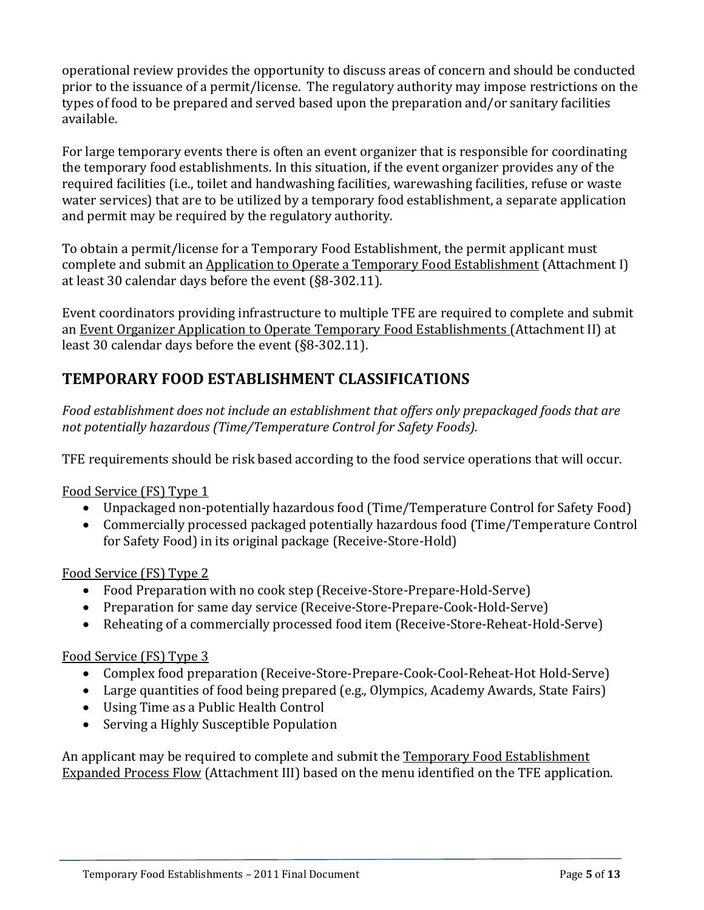operational review provides the opportunity to discuss areas of concern and should be conducted prior to the issuance of a permit/license. The regulatory authority may impose restrictions on the types of food to be prepared and served based upon the preparation and/or sanitary facilities available.

For large temporary events there is often an event organizer that is responsible for coordinating the temporary food establishments. In this situation, if the event organizer provides any of the required facilities (i.e., toilet and handwashing facilities, warewashing facilities, refuse or waste water services) that are to be utilized by a temporary food establishment, a separate application and permit may be required by the regulatory authority.

To obtain a permit/license for a Temporary Food Establishment, the permit applicant must complete and submit an Application to Operate a Temporary Food Establishment (Attachment I) at least 30 calendar days before the event (§8-302.11).

Event coordinators providing infrastructure to multiple TFE are required to complete and submit an Event Organizer Application to Operate Temporary Food Establishments (Attachment II) at least 30 calendar days before the event (§8-302.11).

## TEMPORARY FOOD ESTABLISHMENT CLASSIFICATIONS

*Food establishment does not include an establishment that offers only prepackaged foods that are not potentially hazardous (Time/Temperature Control for Safety Foods).*

TFE requirements should be risk based according to the food service operations that will occur.

Food Service (FS) Type 1

- Unpackaged non-potentially hazardous food (Time/Temperature Control for Safety Food)
- Commercially processed packaged potentially hazardous food (Time/Temperature Control for Safety Food) in its original package (Receive-Store-Hold)

Food Service (FS) Type 2

- Food Preparation with no cook step (Receive-Store-Prepare-Hold-Serve)
- Preparation for same day service (Receive-Store-Prepare-Cook-Hold-Serve)
- Reheating of a commercially processed food item (Receive-Store-Reheat-Hold-Serve)

Food Service (FS) Type 3

- Complex food preparation (Receive-Store-Prepare-Cook-Cool-Reheat-Hot Hold-Serve)
- Large quantities of food being prepared (e.g., Olympics, Academy Awards, State Fairs)
- Using Time as a Public Health Control
- Serving a Highly Susceptible Population

An applicant may be required to complete and submit the Temporary Food Establishment Expanded Process Flow (Attachment III) based on the menu identified on the TFE application.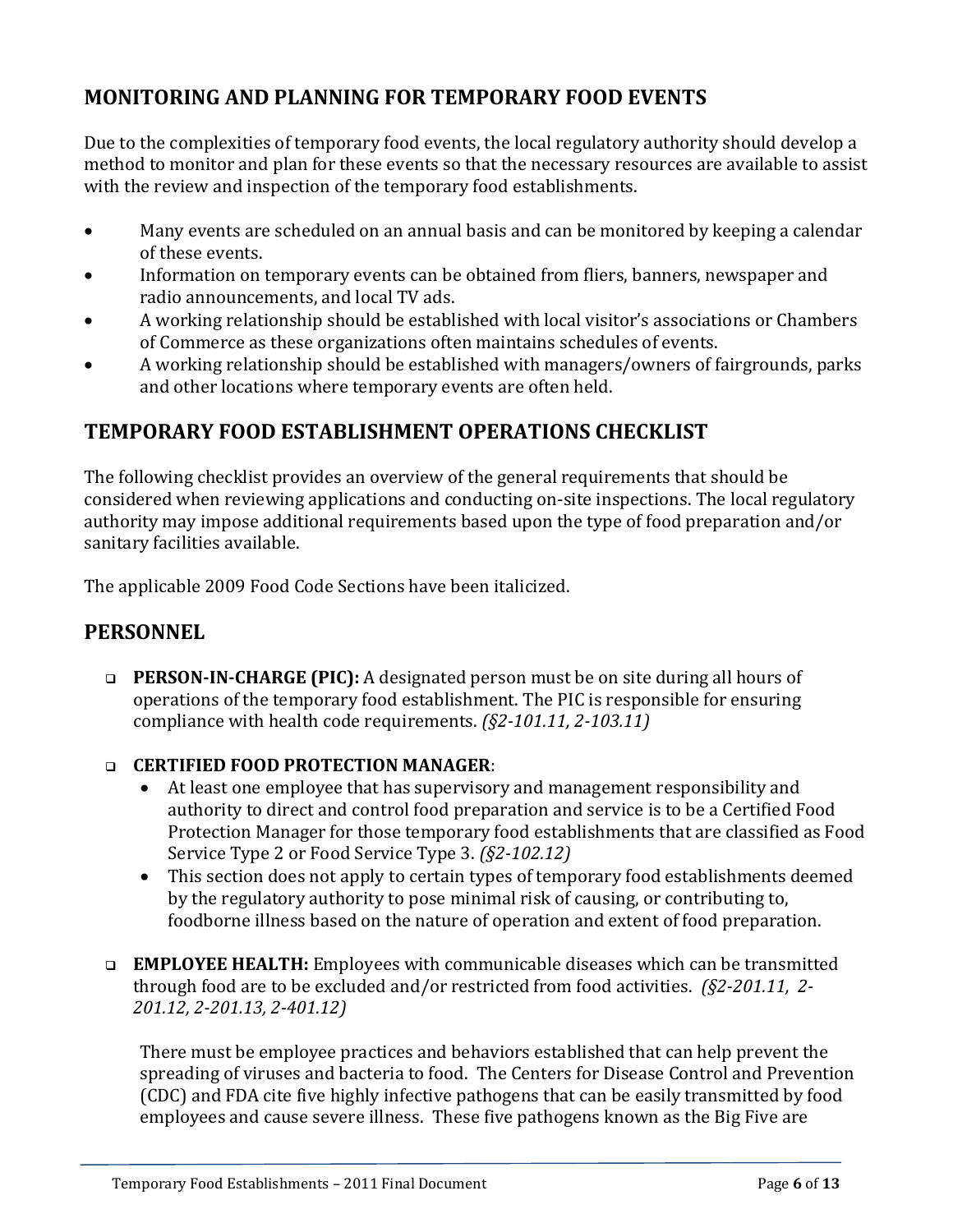## MONITORING AND PLANNING FOR TEMPORARY FOOD EVENTS

Due to the complexities of temporary food events, the local regulatory authority should develop a method to monitor and plan for these events so that the necessary resources are available to assist with the review and inspection of the temporary food establishments.

- Many events are scheduled on an annual basis and can be monitored by keeping a calendar of these events.
- Information on temporary events can be obtained from fliers, banners, newspaper and radio announcements, and local TV ads.
- A working relationship should be established with local visitor's associations or Chambers of Commerce as these organizations often maintains schedules of events.
- A working relationship should be established with managers/owners of fairgrounds, parks and other locations where temporary events are often held.

## TEMPORARY FOOD ESTABLISHMENT OPERATIONS CHECKLIST

The following checklist provides an overview of the general requirements that should be considered when reviewing applications and conducting on-site inspections. The local regulatory authority may impose additional requirements based upon the type of food preparation and/or sanitary facilities available.

The applicable 2009 Food Code Sections have been italicized.

## PERSONNEL

- ❑ **PERSON-IN-CHARGE (PIC):** A designated person must be on site during all hours of operations of the temporary food establishment. The PIC is responsible for ensuring compliance with health code requirements. *(§2-101.11, 2-103.11)*

- ❑ **CERTIFIED FOOD PROTECTION MANAGER**:
  - At least one employee that has supervisory and management responsibility and authority to direct and control food preparation and service is to be a Certified Food Protection Manager for those temporary food establishments that are classified as Food Service Type 2 or Food Service Type 3. *(§2-102.12)*
  - This section does not apply to certain types of temporary food establishments deemed by the regulatory authority to pose minimal risk of causing, or contributing to, foodborne illness based on the nature of operation and extent of food preparation.

- ❑ **EMPLOYEE HEALTH:** Employees with communicable diseases which can be transmitted through food are to be excluded and/or restricted from food activities. *(§2-201.11, 2-201.12, 2-201.13, 2-401.12)*

  There must be employee practices and behaviors established that can help prevent the spreading of viruses and bacteria to food. The Centers for Disease Control and Prevention (CDC) and FDA cite five highly infective pathogens that can be easily transmitted by food employees and cause severe illness. These five pathogens known as the Big Five are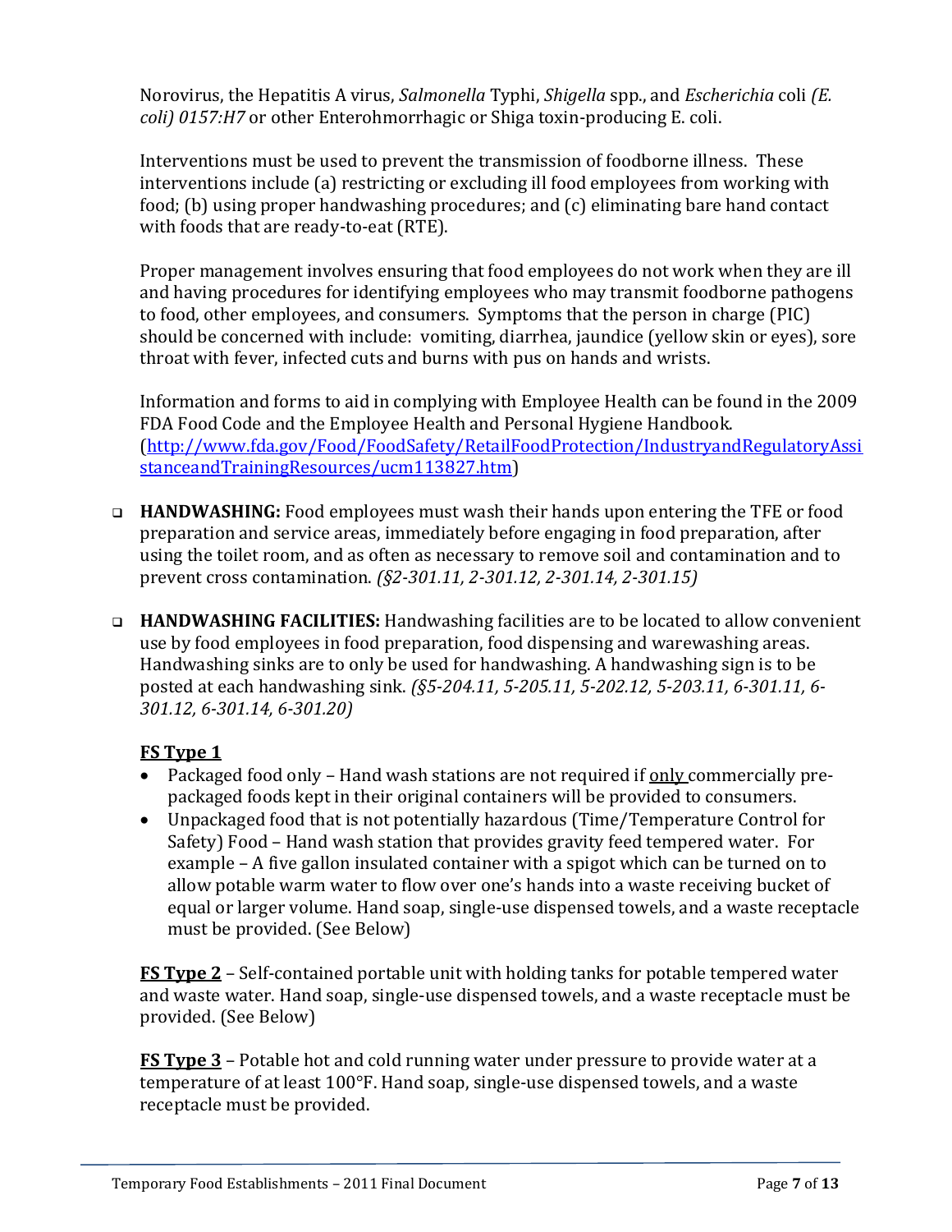Norovirus, the Hepatitis A virus, *Salmonella* Typhi, *Shigella* spp., and *Escherichia* coli *(E. coli) 0157:H7* or other Enterohmorrhagic or Shiga toxin-producing E. coli.

Interventions must be used to prevent the transmission of foodborne illness. These interventions include (a) restricting or excluding ill food employees from working with food; (b) using proper handwashing procedures; and (c) eliminating bare hand contact with foods that are ready-to-eat (RTE).

Proper management involves ensuring that food employees do not work when they are ill and having procedures for identifying employees who may transmit foodborne pathogens to food, other employees, and consumers. Symptoms that the person in charge (PIC) should be concerned with include: vomiting, diarrhea, jaundice (yellow skin or eyes), sore throat with fever, infected cuts and burns with pus on hands and wrists.

Information and forms to aid in complying with Employee Health can be found in the 2009 FDA Food Code and the Employee Health and Personal Hygiene Handbook. ([http://www.fda.gov/Food/FoodSafety/RetailFoodProtection/IndustryandRegulatoryAssistanceandTrainingResources/ucm113827.htm](http://www.fda.gov/Food/FoodSafety/RetailFoodProtection/IndustryandRegulatoryAssistanceandTrainingResources/ucm113827.htm))

- **HANDWASHING:** Food employees must wash their hands upon entering the TFE or food preparation and service areas, immediately before engaging in food preparation, after using the toilet room, and as often as necessary to remove soil and contamination and to prevent cross contamination. *(§2-301.11, 2-301.12, 2-301.14, 2-301.15)*

- **HANDWASHING FACILITIES:** Handwashing facilities are to be located to allow convenient use by food employees in food preparation, food dispensing and warewashing areas. Handwashing sinks are to only be used for handwashing. A handwashing sign is to be posted at each handwashing sink. *(§5-204.11, 5-205.11, 5-202.12, 5-203.11, 6-301.11, 6-301.12, 6-301.14, 6-301.20)*

  **FS Type 1**
  - Packaged food only – Hand wash stations are not required if only commercially pre-packaged foods kept in their original containers will be provided to consumers.
  - Unpackaged food that is not potentially hazardous (Time/Temperature Control for Safety) Food – Hand wash station that provides gravity feed tempered water. For example – A five gallon insulated container with a spigot which can be turned on to allow potable warm water to flow over one's hands into a waste receiving bucket of equal or larger volume. Hand soap, single-use dispensed towels, and a waste receptacle must be provided. (See Below)

  **FS Type 2** – Self-contained portable unit with holding tanks for potable tempered water and waste water. Hand soap, single-use dispensed towels, and a waste receptacle must be provided. (See Below)

  **FS Type 3** – Potable hot and cold running water under pressure to provide water at a temperature of at least 100°F. Hand soap, single-use dispensed towels, and a waste receptacle must be provided.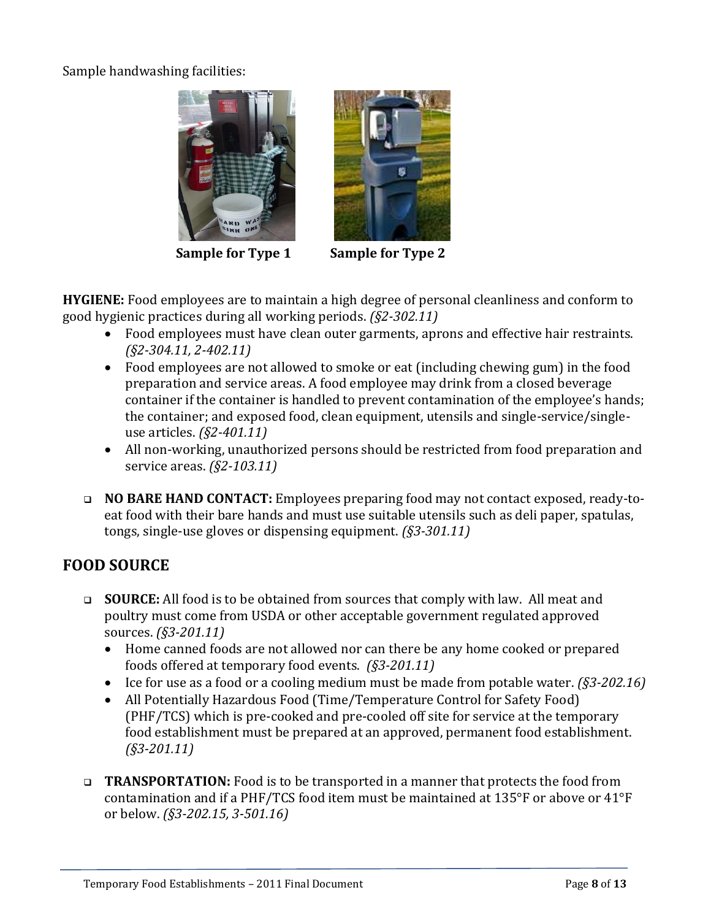Sample handwashing facilities:

**Sample for Type 1** **Sample for Type 2**

**HYGIENE:** Food employees are to maintain a high degree of personal cleanliness and conform to good hygienic practices during all working periods. *(§2-302.11)*

- Food employees must have clean outer garments, aprons and effective hair restraints. *(§2-304.11, 2-402.11)*
- Food employees are not allowed to smoke or eat (including chewing gum) in the food preparation and service areas. A food employee may drink from a closed beverage container if the container is handled to prevent contamination of the employee's hands; the container; and exposed food, clean equipment, utensils and single-service/single-use articles. *(§2-401.11)*
- All non-working, unauthorized persons should be restricted from food preparation and service areas. *(§2-103.11)*

- **NO BARE HAND CONTACT:** Employees preparing food may not contact exposed, ready-to-eat food with their bare hands and must use suitable utensils such as deli paper, spatulas, tongs, single-use gloves or dispensing equipment. *(§3-301.11)*

## FOOD SOURCE

- **SOURCE:** All food is to be obtained from sources that comply with law. All meat and poultry must come from USDA or other acceptable government regulated approved sources. *(§3-201.11)*
  - Home canned foods are not allowed nor can there be any home cooked or prepared foods offered at temporary food events. *(§3-201.11)*
  - Ice for use as a food or a cooling medium must be made from potable water. *(§3-202.16)*
  - All Potentially Hazardous Food (Time/Temperature Control for Safety Food) (PHF/TCS) which is pre-cooked and pre-cooled off site for service at the temporary food establishment must be prepared at an approved, permanent food establishment. *(§3-201.11)*

- **TRANSPORTATION:** Food is to be transported in a manner that protects the food from contamination and if a PHF/TCS food item must be maintained at 135°F or above or 41°F or below. *(§3-202.15, 3-501.16)*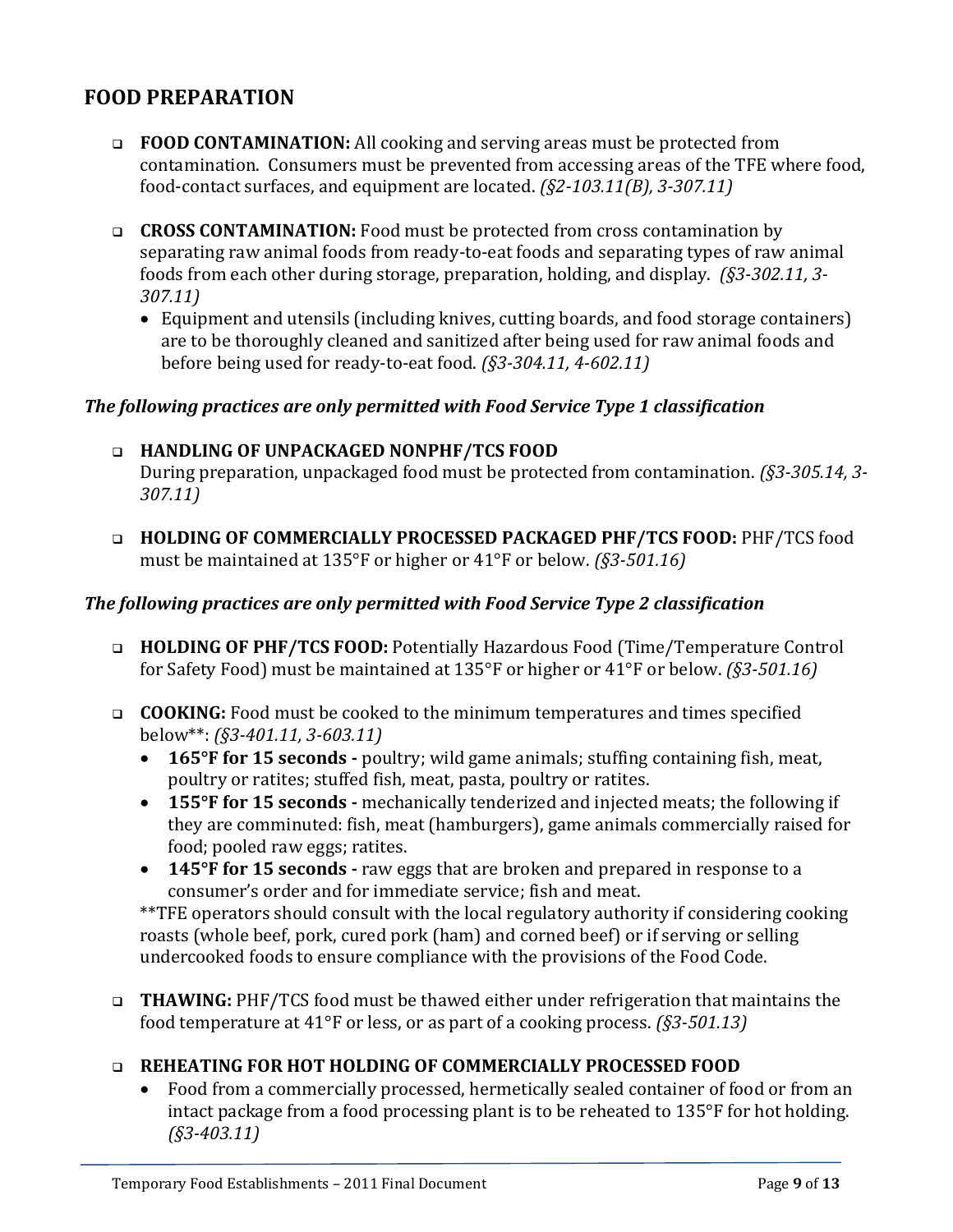## FOOD PREPARATION

- **FOOD CONTAMINATION:** All cooking and serving areas must be protected from contamination. Consumers must be prevented from accessing areas of the TFE where food, food-contact surfaces, and equipment are located. *(§2-103.11(B), 3-307.11)*

- **CROSS CONTAMINATION:** Food must be protected from cross contamination by separating raw animal foods from ready-to-eat foods and separating types of raw animal foods from each other during storage, preparation, holding, and display. *(§3-302.11, 3-307.11)*
  - Equipment and utensils (including knives, cutting boards, and food storage containers) are to be thoroughly cleaned and sanitized after being used for raw animal foods and before being used for ready-to-eat food. *(§3-304.11, 4-602.11)*

***The following practices are only permitted with Food Service Type 1 classification***

- **HANDLING OF UNPACKAGED NONPHF/TCS FOOD**
  During preparation, unpackaged food must be protected from contamination. *(§3-305.14, 3-307.11)*

- **HOLDING OF COMMERCIALLY PROCESSED PACKAGED PHF/TCS FOOD:** PHF/TCS food must be maintained at 135°F or higher or 41°F or below. *(§3-501.16)*

***The following practices are only permitted with Food Service Type 2 classification***

- **HOLDING OF PHF/TCS FOOD:** Potentially Hazardous Food (Time/Temperature Control for Safety Food) must be maintained at 135°F or higher or 41°F or below. *(§3-501.16)*

- **COOKING:** Food must be cooked to the minimum temperatures and times specified below**: *(§3-401.11, 3-603.11)*
  - **165°F for 15 seconds -** poultry; wild game animals; stuffing containing fish, meat, poultry or ratites; stuffed fish, meat, pasta, poultry or ratites.
  - **155°F for 15 seconds -** mechanically tenderized and injected meats; the following if they are comminuted: fish, meat (hamburgers), game animals commercially raised for food; pooled raw eggs; ratites.
  - **145°F for 15 seconds -** raw eggs that are broken and prepared in response to a consumer's order and for immediate service; fish and meat.

  **TFE operators should consult with the local regulatory authority if considering cooking roasts (whole beef, pork, cured pork (ham) and corned beef) or if serving or selling undercooked foods to ensure compliance with the provisions of the Food Code.

- **THAWING:** PHF/TCS food must be thawed either under refrigeration that maintains the food temperature at 41°F or less, or as part of a cooking process. *(§3-501.13)*

- **REHEATING FOR HOT HOLDING OF COMMERCIALLY PROCESSED FOOD**
  - Food from a commercially processed, hermetically sealed container of food or from an intact package from a food processing plant is to be reheated to 135°F for hot holding. *(§3-403.11)*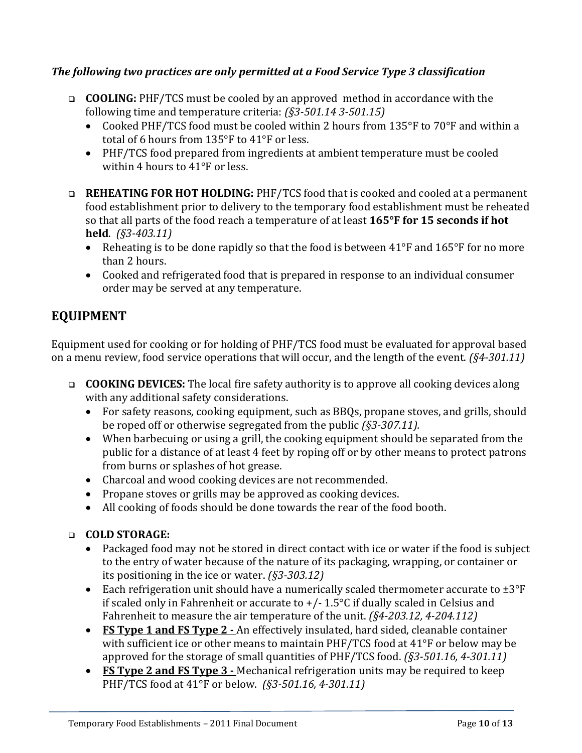***The following two practices are only permitted at a Food Service Type 3 classification***

- **COOLING:** PHF/TCS must be cooled by an approved method in accordance with the following time and temperature criteria: *(§3-501.14 3-501.15)*
  - Cooked PHF/TCS food must be cooled within 2 hours from 135°F to 70°F and within a total of 6 hours from 135°F to 41°F or less.
  - PHF/TCS food prepared from ingredients at ambient temperature must be cooled within 4 hours to 41°F or less.

- **REHEATING FOR HOT HOLDING:** PHF/TCS food that is cooked and cooled at a permanent food establishment prior to delivery to the temporary food establishment must be reheated so that all parts of the food reach a temperature of at least **165°F for 15 seconds if hot held**. *(§3-403.11)*
  - Reheating is to be done rapidly so that the food is between 41°F and 165°F for no more than 2 hours.
  - Cooked and refrigerated food that is prepared in response to an individual consumer order may be served at any temperature.

## EQUIPMENT

Equipment used for cooking or for holding of PHF/TCS food must be evaluated for approval based on a menu review, food service operations that will occur, and the length of the event. *(§4-301.11)*

- **COOKING DEVICES:** The local fire safety authority is to approve all cooking devices along with any additional safety considerations.
  - For safety reasons, cooking equipment, such as BBQs, propane stoves, and grills, should be roped off or otherwise segregated from the public *(§3-307.11).*
  - When barbecuing or using a grill, the cooking equipment should be separated from the public for a distance of at least 4 feet by roping off or by other means to protect patrons from burns or splashes of hot grease.
  - Charcoal and wood cooking devices are not recommended.
  - Propane stoves or grills may be approved as cooking devices.
  - All cooking of foods should be done towards the rear of the food booth.

- **COLD STORAGE:**
  - Packaged food may not be stored in direct contact with ice or water if the food is subject to the entry of water because of the nature of its packaging, wrapping, or container or its positioning in the ice or water. *(§3-303.12)*
  - Each refrigeration unit should have a numerically scaled thermometer accurate to ±3°F if scaled only in Fahrenheit or accurate to +/- 1.5°C if dually scaled in Celsius and Fahrenheit to measure the air temperature of the unit. *(§4-203.12, 4-204.112)*
  - **FS Type 1 and FS Type 2 -** An effectively insulated, hard sided, cleanable container with sufficient ice or other means to maintain PHF/TCS food at 41°F or below may be approved for the storage of small quantities of PHF/TCS food. *(§3-501.16, 4-301.11)*
  - **FS Type 2 and FS Type 3 -** Mechanical refrigeration units may be required to keep PHF/TCS food at 41°F or below. *(§3-501.16, 4-301.11)*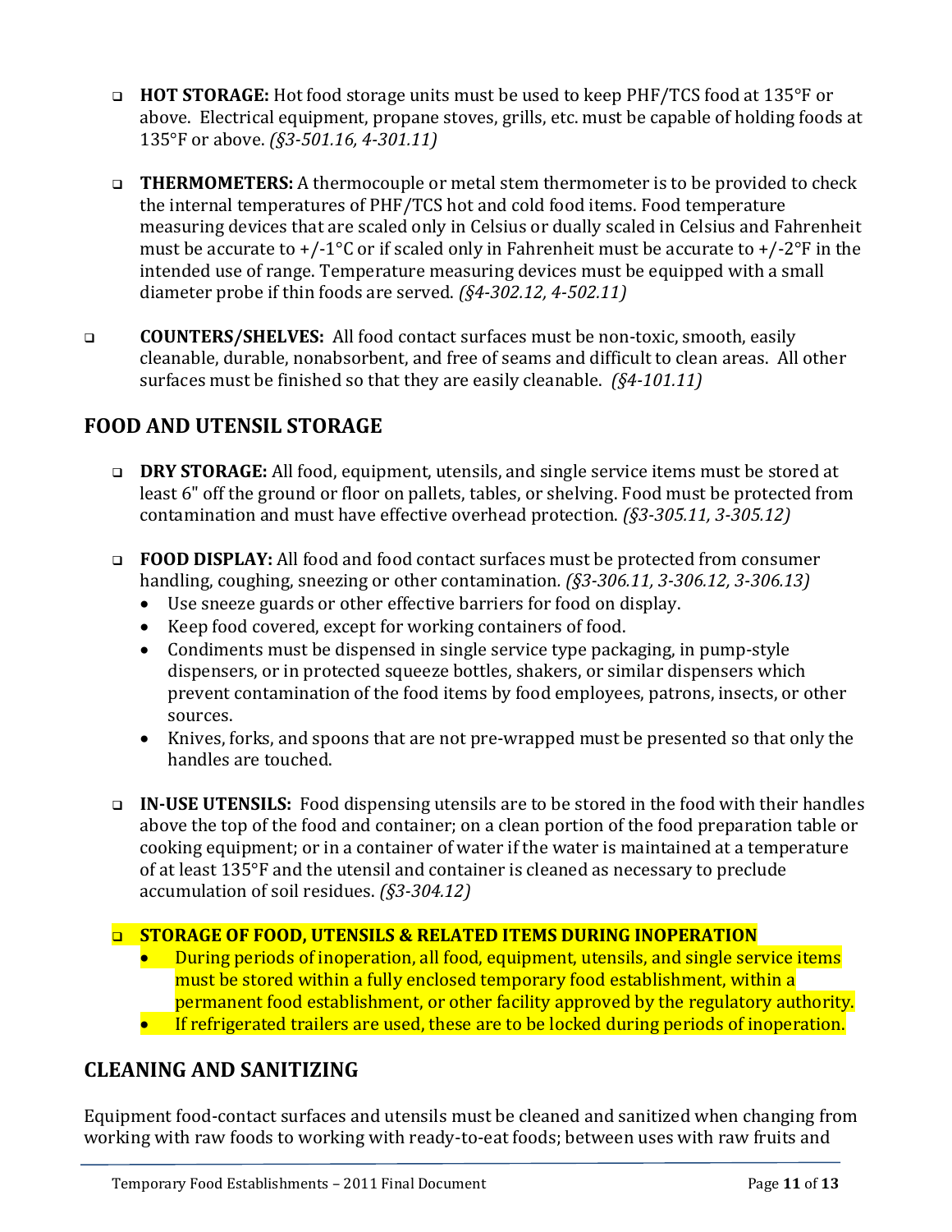- **HOT STORAGE:** Hot food storage units must be used to keep PHF/TCS food at 135°F or above. Electrical equipment, propane stoves, grills, etc. must be capable of holding foods at 135°F or above. *(§3-501.16, 4-301.11)*

- **THERMOMETERS:** A thermocouple or metal stem thermometer is to be provided to check the internal temperatures of PHF/TCS hot and cold food items. Food temperature measuring devices that are scaled only in Celsius or dually scaled in Celsius and Fahrenheit must be accurate to +/-1°C or if scaled only in Fahrenheit must be accurate to +/-2°F in the intended use of range. Temperature measuring devices must be equipped with a small diameter probe if thin foods are served. *(§4-302.12, 4-502.11)*

- **COUNTERS/SHELVES:** All food contact surfaces must be non-toxic, smooth, easily cleanable, durable, nonabsorbent, and free of seams and difficult to clean areas. All other surfaces must be finished so that they are easily cleanable. *(§4-101.11)*

## FOOD AND UTENSIL STORAGE

- **DRY STORAGE:** All food, equipment, utensils, and single service items must be stored at least 6" off the ground or floor on pallets, tables, or shelving. Food must be protected from contamination and must have effective overhead protection. *(§3-305.11, 3-305.12)*

- **FOOD DISPLAY:** All food and food contact surfaces must be protected from consumer handling, coughing, sneezing or other contamination. *(§3-306.11, 3-306.12, 3-306.13)*
  - Use sneeze guards or other effective barriers for food on display.
  - Keep food covered, except for working containers of food.
  - Condiments must be dispensed in single service type packaging, in pump-style dispensers, or in protected squeeze bottles, shakers, or similar dispensers which prevent contamination of the food items by food employees, patrons, insects, or other sources.
  - Knives, forks, and spoons that are not pre-wrapped must be presented so that only the handles are touched.

- **IN-USE UTENSILS:** Food dispensing utensils are to be stored in the food with their handles above the top of the food and container; on a clean portion of the food preparation table or cooking equipment; or in a container of water if the water is maintained at a temperature of at least 135°F and the utensil and container is cleaned as necessary to preclude accumulation of soil residues. *(§3-304.12)*

- **STORAGE OF FOOD, UTENSILS & RELATED ITEMS DURING INOPERATION**
  - During periods of inoperation, all food, equipment, utensils, and single service items must be stored within a fully enclosed temporary food establishment, within a permanent food establishment, or other facility approved by the regulatory authority.
  - If refrigerated trailers are used, these are to be locked during periods of inoperation.

## CLEANING AND SANITIZING

Equipment food-contact surfaces and utensils must be cleaned and sanitized when changing from working with raw foods to working with ready-to-eat foods; between uses with raw fruits and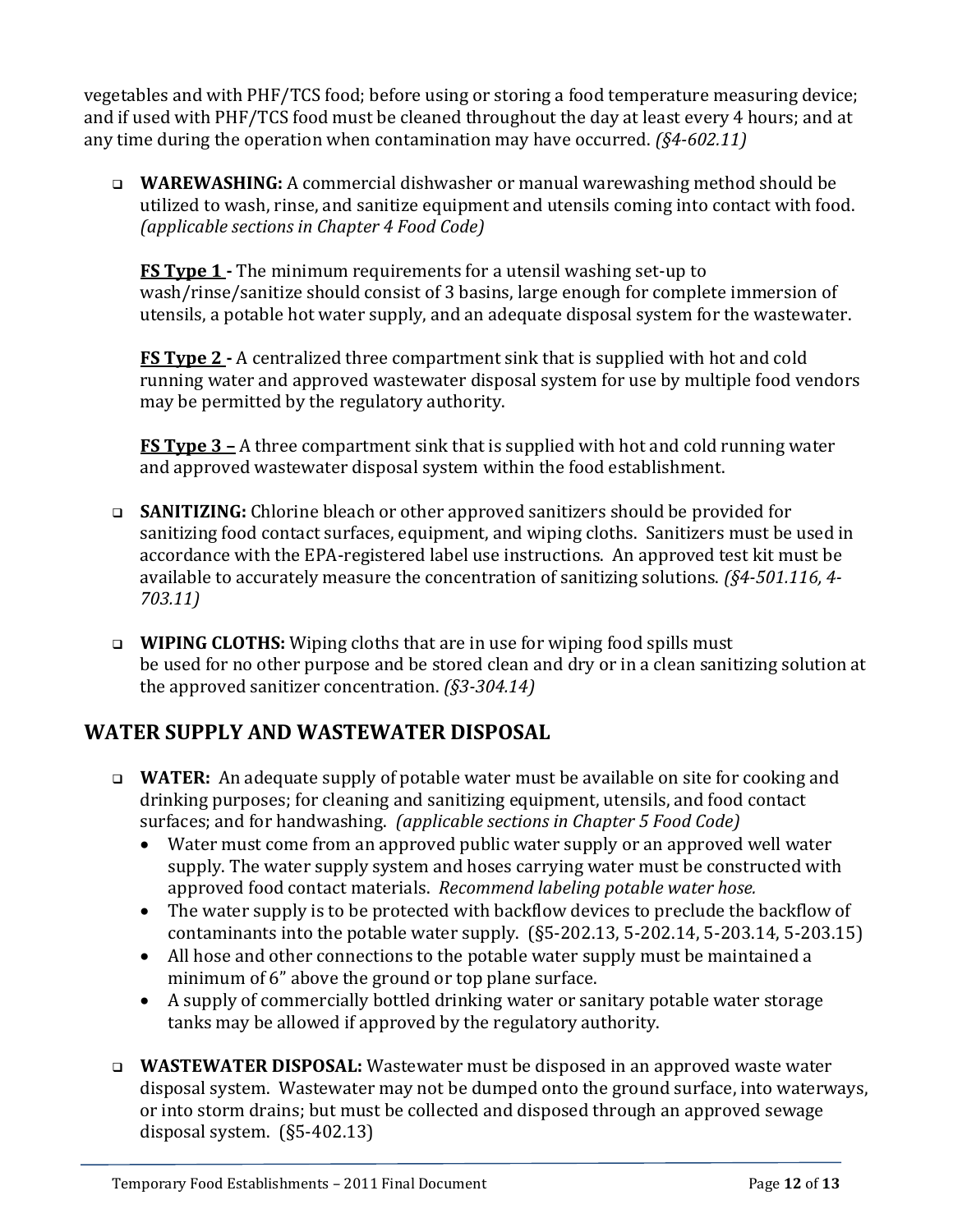vegetables and with PHF/TCS food; before using or storing a food temperature measuring device; and if used with PHF/TCS food must be cleaned throughout the day at least every 4 hours; and at any time during the operation when contamination may have occurred. *(§4-602.11)*

- **WAREWASHING:** A commercial dishwasher or manual warewashing method should be utilized to wash, rinse, and sanitize equipment and utensils coming into contact with food. *(applicable sections in Chapter 4 Food Code)*

  **FS Type 1 -** The minimum requirements for a utensil washing set-up to wash/rinse/sanitize should consist of 3 basins, large enough for complete immersion of utensils, a potable hot water supply, and an adequate disposal system for the wastewater.

  **FS Type 2 -** A centralized three compartment sink that is supplied with hot and cold running water and approved wastewater disposal system for use by multiple food vendors may be permitted by the regulatory authority.

  **FS Type 3 –** A three compartment sink that is supplied with hot and cold running water and approved wastewater disposal system within the food establishment.

- **SANITIZING:** Chlorine bleach or other approved sanitizers should be provided for sanitizing food contact surfaces, equipment, and wiping cloths. Sanitizers must be used in accordance with the EPA-registered label use instructions. An approved test kit must be available to accurately measure the concentration of sanitizing solutions. *(§4-501.116, 4-703.11)*

- **WIPING CLOTHS:** Wiping cloths that are in use for wiping food spills must be used for no other purpose and be stored clean and dry or in a clean sanitizing solution at the approved sanitizer concentration. *(§3-304.14)*

## WATER SUPPLY AND WASTEWATER DISPOSAL

- **WATER:** An adequate supply of potable water must be available on site for cooking and drinking purposes; for cleaning and sanitizing equipment, utensils, and food contact surfaces; and for handwashing. *(applicable sections in Chapter 5 Food Code)*
  - Water must come from an approved public water supply or an approved well water supply. The water supply system and hoses carrying water must be constructed with approved food contact materials. *Recommend labeling potable water hose.*
  - The water supply is to be protected with backflow devices to preclude the backflow of contaminants into the potable water supply. (§5-202.13, 5-202.14, 5-203.14, 5-203.15)
  - All hose and other connections to the potable water supply must be maintained a minimum of 6" above the ground or top plane surface.
  - A supply of commercially bottled drinking water or sanitary potable water storage tanks may be allowed if approved by the regulatory authority.

- **WASTEWATER DISPOSAL:** Wastewater must be disposed in an approved waste water disposal system. Wastewater may not be dumped onto the ground surface, into waterways, or into storm drains; but must be collected and disposed through an approved sewage disposal system. (§5-402.13)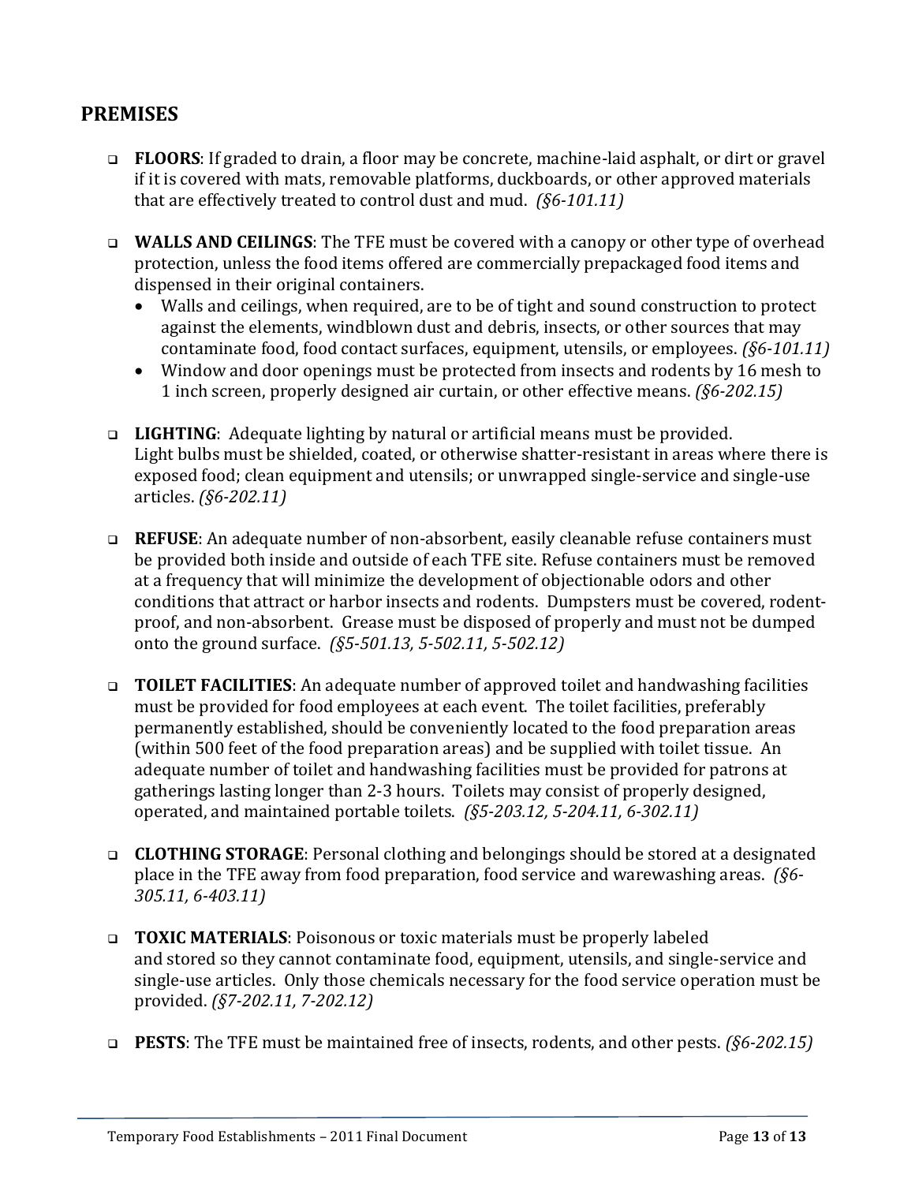## PREMISES

- **FLOORS**: If graded to drain, a floor may be concrete, machine-laid asphalt, or dirt or gravel if it is covered with mats, removable platforms, duckboards, or other approved materials that are effectively treated to control dust and mud. *(§6-101.11)*

- **WALLS AND CEILINGS**: The TFE must be covered with a canopy or other type of overhead protection, unless the food items offered are commercially prepackaged food items and dispensed in their original containers.
  - Walls and ceilings, when required, are to be of tight and sound construction to protect against the elements, windblown dust and debris, insects, or other sources that may contaminate food, food contact surfaces, equipment, utensils, or employees. *(§6-101.11)*
  - Window and door openings must be protected from insects and rodents by 16 mesh to 1 inch screen, properly designed air curtain, or other effective means. *(§6-202.15)*

- **LIGHTING**: Adequate lighting by natural or artificial means must be provided. Light bulbs must be shielded, coated, or otherwise shatter-resistant in areas where there is exposed food; clean equipment and utensils; or unwrapped single-service and single-use articles. *(§6-202.11)*

- **REFUSE**: An adequate number of non-absorbent, easily cleanable refuse containers must be provided both inside and outside of each TFE site. Refuse containers must be removed at a frequency that will minimize the development of objectionable odors and other conditions that attract or harbor insects and rodents. Dumpsters must be covered, rodent-proof, and non-absorbent. Grease must be disposed of properly and must not be dumped onto the ground surface. *(§5-501.13, 5-502.11, 5-502.12)*

- **TOILET FACILITIES**: An adequate number of approved toilet and handwashing facilities must be provided for food employees at each event. The toilet facilities, preferably permanently established, should be conveniently located to the food preparation areas (within 500 feet of the food preparation areas) and be supplied with toilet tissue. An adequate number of toilet and handwashing facilities must be provided for patrons at gatherings lasting longer than 2-3 hours. Toilets may consist of properly designed, operated, and maintained portable toilets. *(§5-203.12, 5-204.11, 6-302.11)*

- **CLOTHING STORAGE**: Personal clothing and belongings should be stored at a designated place in the TFE away from food preparation, food service and warewashing areas. *(§6-305.11, 6-403.11)*

- **TOXIC MATERIALS**: Poisonous or toxic materials must be properly labeled and stored so they cannot contaminate food, equipment, utensils, and single-service and single-use articles. Only those chemicals necessary for the food service operation must be provided. *(§7-202.11, 7-202.12)*

- **PESTS**: The TFE must be maintained free of insects, rodents, and other pests. *(§6-202.15)*